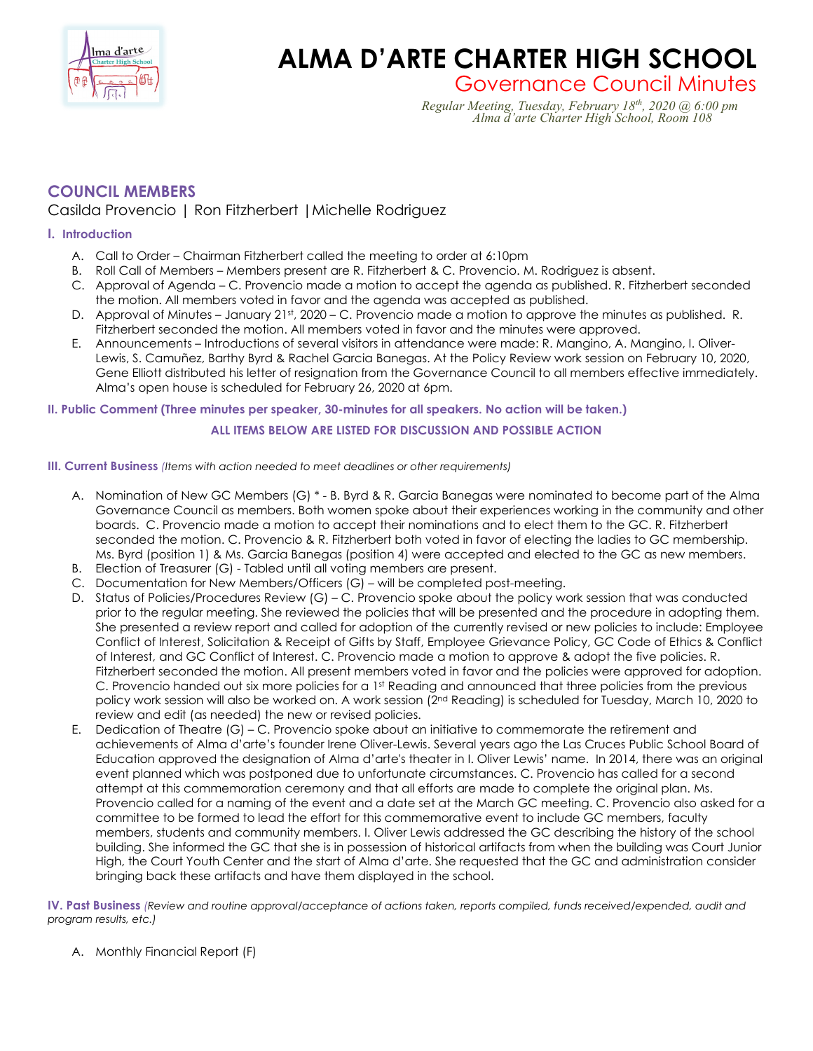# ALMA D'ARTE CHARTER HIGH SCHOOL

## Governance Council Minutes

*Regular Meeting, Tuesday, February 18th, 2020 @ 6:00 pm*
*Alma d'arte Charter High School, Room 108*

## COUNCIL MEMBERS

Casilda Provencio | Ron Fitzherbert | Michelle Rodriguez

### I. Introduction

A. Call to Order – Chairman Fitzherbert called the meeting to order at 6:10pm
B. Roll Call of Members – Members present are R. Fitzherbert & C. Provencio. M. Rodriguez is absent.
C. Approval of Agenda – C. Provencio made a motion to accept the agenda as published. R. Fitzherbert seconded the motion. All members voted in favor and the agenda was accepted as published.
D. Approval of Minutes – January 21st, 2020 – C. Provencio made a motion to approve the minutes as published. R. Fitzherbert seconded the motion. All members voted in favor and the minutes were approved.
E. Announcements – Introductions of several visitors in attendance were made: R. Mangino, A. Mangino, I. Oliver-Lewis, S. Camuñez, Barthy Byrd & Rachel Garcia Banegas. At the Policy Review work session on February 10, 2020, Gene Elliott distributed his letter of resignation from the Governance Council to all members effective immediately. Alma's open house is scheduled for February 26, 2020 at 6pm.

### II. Public Comment (Three minutes per speaker, 30-minutes for all speakers. No action will be taken.)

**ALL ITEMS BELOW ARE LISTED FOR DISCUSSION AND POSSIBLE ACTION**

### III. Current Business *(Items with action needed to meet deadlines or other requirements)*

A. Nomination of New GC Members (G) * - B. Byrd & R. Garcia Banegas were nominated to become part of the Alma Governance Council as members. Both women spoke about their experiences working in the community and other boards. C. Provencio made a motion to accept their nominations and to elect them to the GC. R. Fitzherbert seconded the motion. C. Provencio & R. Fitzherbert both voted in favor of electing the ladies to GC membership. Ms. Byrd (position 1) & Ms. Garcia Banegas (position 4) were accepted and elected to the GC as new members.
B. Election of Treasurer (G) - Tabled until all voting members are present.
C. Documentation for New Members/Officers (G) – will be completed post-meeting.
D. Status of Policies/Procedures Review (G) – C. Provencio spoke about the policy work session that was conducted prior to the regular meeting. She reviewed the policies that will be presented and the procedure in adopting them. She presented a review report and called for adoption of the currently revised or new policies to include: Employee Conflict of Interest, Solicitation & Receipt of Gifts by Staff, Employee Grievance Policy, GC Code of Ethics & Conflict of Interest, and GC Conflict of Interest. C. Provencio made a motion to approve & adopt the five policies. R. Fitzherbert seconded the motion. All present members voted in favor and the policies were approved for adoption. C. Provencio handed out six more policies for a 1st Reading and announced that three policies from the previous policy work session will also be worked on. A work session (2nd Reading) is scheduled for Tuesday, March 10, 2020 to review and edit (as needed) the new or revised policies.
E. Dedication of Theatre (G) – C. Provencio spoke about an initiative to commemorate the retirement and achievements of Alma d'arte's founder Irene Oliver-Lewis. Several years ago the Las Cruces Public School Board of Education approved the designation of Alma d'arte's theater in I. Oliver Lewis' name. In 2014, there was an original event planned which was postponed due to unfortunate circumstances. C. Provencio has called for a second attempt at this commemoration ceremony and that all efforts are made to complete the original plan. Ms. Provencio called for a naming of the event and a date set at the March GC meeting. C. Provencio also asked for a committee to be formed to lead the effort for this commemorative event to include GC members, faculty members, students and community members. I. Oliver Lewis addressed the GC describing the history of the school building. She informed the GC that she is in possession of historical artifacts from when the building was Court Junior High, the Court Youth Center and the start of Alma d'arte. She requested that the GC and administration consider bringing back these artifacts and have them displayed in the school.

### IV. Past Business *(Review and routine approval/acceptance of actions taken, reports compiled, funds received/expended, audit and program results, etc.)*

A. Monthly Financial Report (F)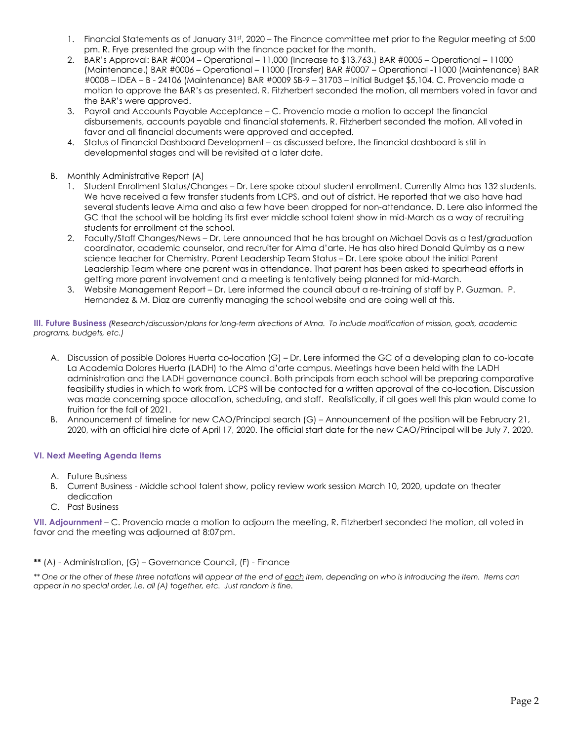1. Financial Statements as of January 31st, 2020 – The Finance committee met prior to the Regular meeting at 5:00 pm. R. Frye presented the group with the finance packet for the month.
2. BAR's Approval: BAR #0004 – Operational – 11,000 (Increase to $13,763.) BAR #0005 – Operational – 11000 (Maintenance.) BAR #0006 – Operational – 11000 (Transfer) BAR #0007 – Operational -11000 (Maintenance) BAR #0008 – IDEA – B - 24106 (Maintenance) BAR #0009 SB-9 – 31703 – Initial Budget $5,104. C. Provencio made a motion to approve the BAR's as presented. R. Fitzherbert seconded the motion, all members voted in favor and the BAR's were approved.
3. Payroll and Accounts Payable Acceptance – C. Provencio made a motion to accept the financial disbursements, accounts payable and financial statements. R. Fitzherbert seconded the motion. All voted in favor and all financial documents were approved and accepted.
4. Status of Financial Dashboard Development – as discussed before, the financial dashboard is still in developmental stages and will be revisited at a later date.

B. Monthly Administrative Report (A)
   1. Student Enrollment Status/Changes – Dr. Lere spoke about student enrollment. Currently Alma has 132 students. We have received a few transfer students from LCPS, and out of district. He reported that we also have had several students leave Alma and also a few have been dropped for non-attendance. D. Lere also informed the GC that the school will be holding its first ever middle school talent show in mid-March as a way of recruiting students for enrollment at the school.
   2. Faculty/Staff Changes/News – Dr. Lere announced that he has brought on Michael Davis as a test/graduation coordinator, academic counselor, and recruiter for Alma d'arte. He has also hired Donald Quimby as a new science teacher for Chemistry. Parent Leadership Team Status – Dr. Lere spoke about the initial Parent Leadership Team where one parent was in attendance. That parent has been asked to spearhead efforts in getting more parent involvement and a meeting is tentatively being planned for mid-March.
   3. Website Management Report – Dr. Lere informed the council about a re-training of staff by P. Guzman. P. Hernandez & M. Diaz are currently managing the school website and are doing well at this.

**III. Future Business** *(Research/discussion/plans for long-term directions of Alma. To include modification of mission, goals, academic programs, budgets, etc.)*

A. Discussion of possible Dolores Huerta co-location (G) – Dr. Lere informed the GC of a developing plan to co-locate La Academia Dolores Huerta (LADH) to the Alma d'arte campus. Meetings have been held with the LADH administration and the LADH governance council. Both principals from each school will be preparing comparative feasibility studies in which to work from. LCPS will be contacted for a written approval of the co-location. Discussion was made concerning space allocation, scheduling, and staff. Realistically, if all goes well this plan would come to fruition for the fall of 2021.
B. Announcement of timeline for new CAO/Principal search (G) – Announcement of the position will be February 21, 2020, with an official hire date of April 17, 2020. The official start date for the new CAO/Principal will be July 7, 2020.

**VI. Next Meeting Agenda Items**

A. Future Business
B. Current Business - Middle school talent show, policy review work session March 10, 2020, update on theater dedication
C. Past Business

**VII. Adjournment** – C. Provencio made a motion to adjourn the meeting, R. Fitzherbert seconded the motion, all voted in favor and the meeting was adjourned at 8:07pm.

**\*\*** (A) - Administration, (G) – Governance Council, (F) - Finance

*\*\* One or the other of these three notations will appear at the end of each item, depending on who is introducing the item. Items can appear in no special order, i.e. all (A) together, etc. Just random is fine.*